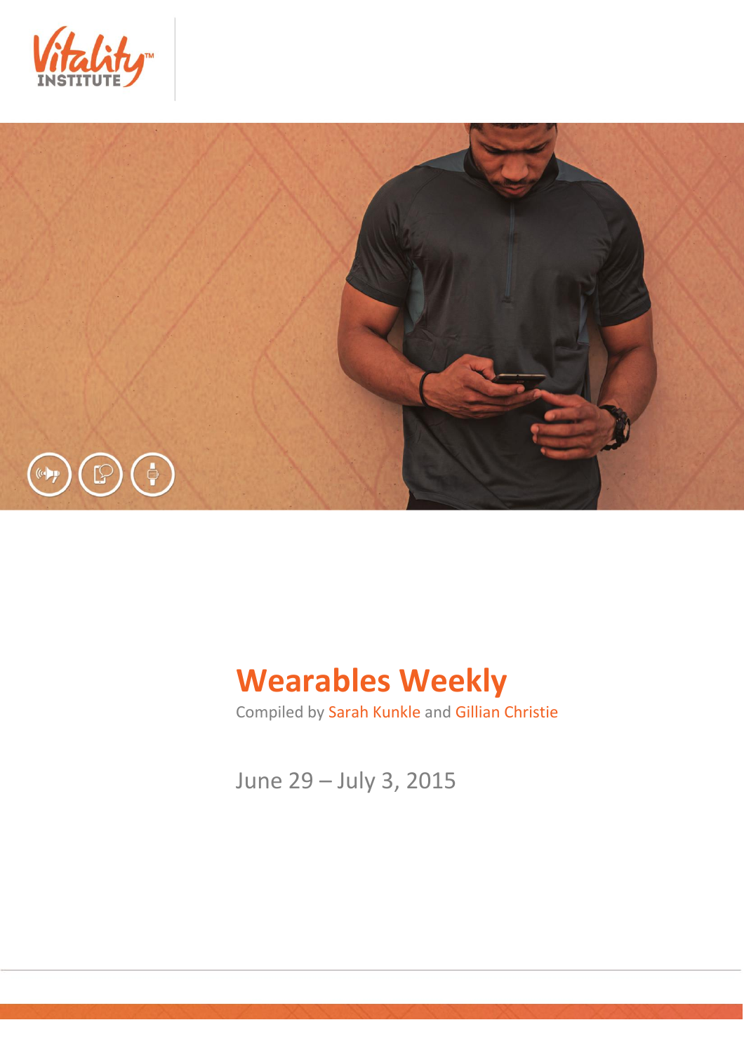Vitality™ INSTITUTE

# Wearables Weekly

Compiled by Sarah Kunkle and Gillian Christie

June 29 – July 3, 2015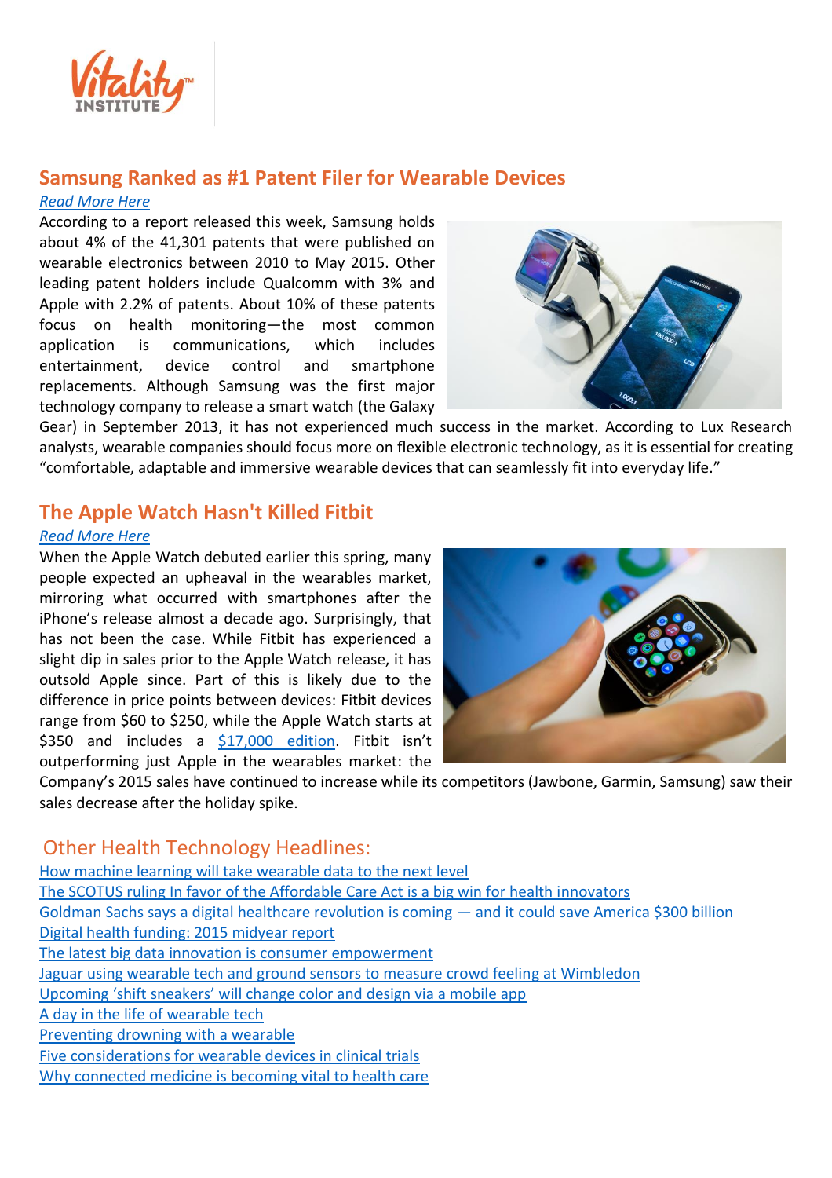## Samsung Ranked as #1 Patent Filer for Wearable Devices

*Read More Here*

According to a report released this week, Samsung holds about 4% of the 41,301 patents that were published on wearable electronics between 2010 to May 2015. Other leading patent holders include Qualcomm with 3% and Apple with 2.2% of patents. About 10% of these patents focus on health monitoring—the most common application is communications, which includes entertainment, device control and smartphone replacements. Although Samsung was the first major technology company to release a smart watch (the Galaxy Gear) in September 2013, it has not experienced much success in the market. According to Lux Research analysts, wearable companies should focus more on flexible electronic technology, as it is essential for creating "comfortable, adaptable and immersive wearable devices that can seamlessly fit into everyday life."

## The Apple Watch Hasn't Killed Fitbit

*Read More Here*

When the Apple Watch debuted earlier this spring, many people expected an upheaval in the wearables market, mirroring what occurred with smartphones after the iPhone's release almost a decade ago. Surprisingly, that has not been the case. While Fitbit has experienced a slight dip in sales prior to the Apple Watch release, it has outsold Apple since. Part of this is likely due to the difference in price points between devices: Fitbit devices range from $60 to $250, while the Apple Watch starts at $350 and includes a $17,000 edition. Fitbit isn't outperforming just Apple in the wearables market: the Company's 2015 sales have continued to increase while its competitors (Jawbone, Garmin, Samsung) saw their sales decrease after the holiday spike.

## Other Health Technology Headlines:

How machine learning will take wearable data to the next level
The SCOTUS ruling In favor of the Affordable Care Act is a big win for health innovators
Goldman Sachs says a digital healthcare revolution is coming — and it could save America $300 billion
Digital health funding: 2015 midyear report
The latest big data innovation is consumer empowerment
Jaguar using wearable tech and ground sensors to measure crowd feeling at Wimbledon
Upcoming 'shift sneakers' will change color and design via a mobile app
A day in the life of wearable tech
Preventing drowning with a wearable
Five considerations for wearable devices in clinical trials
Why connected medicine is becoming vital to health care